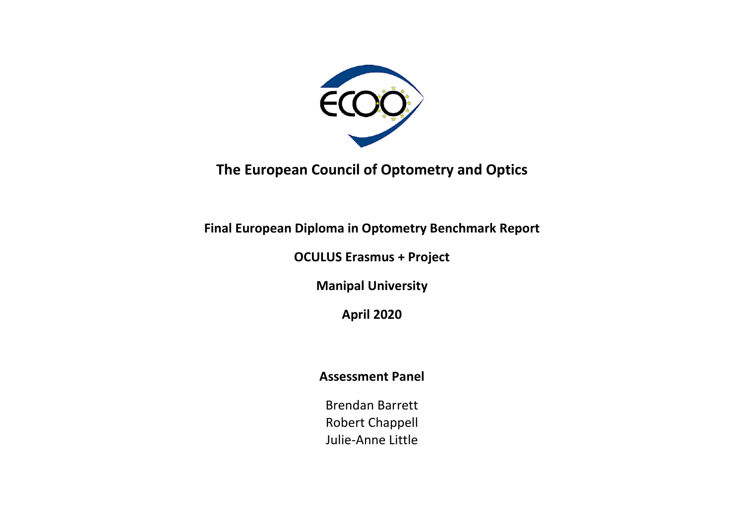ECOO

# The European Council of Optometry and Optics

**Final European Diploma in Optometry Benchmark Report**

**OCULUS Erasmus + Project**

**Manipal University**

**April 2020**

**Assessment Panel**

Brendan Barrett
Robert Chappell
Julie-Anne Little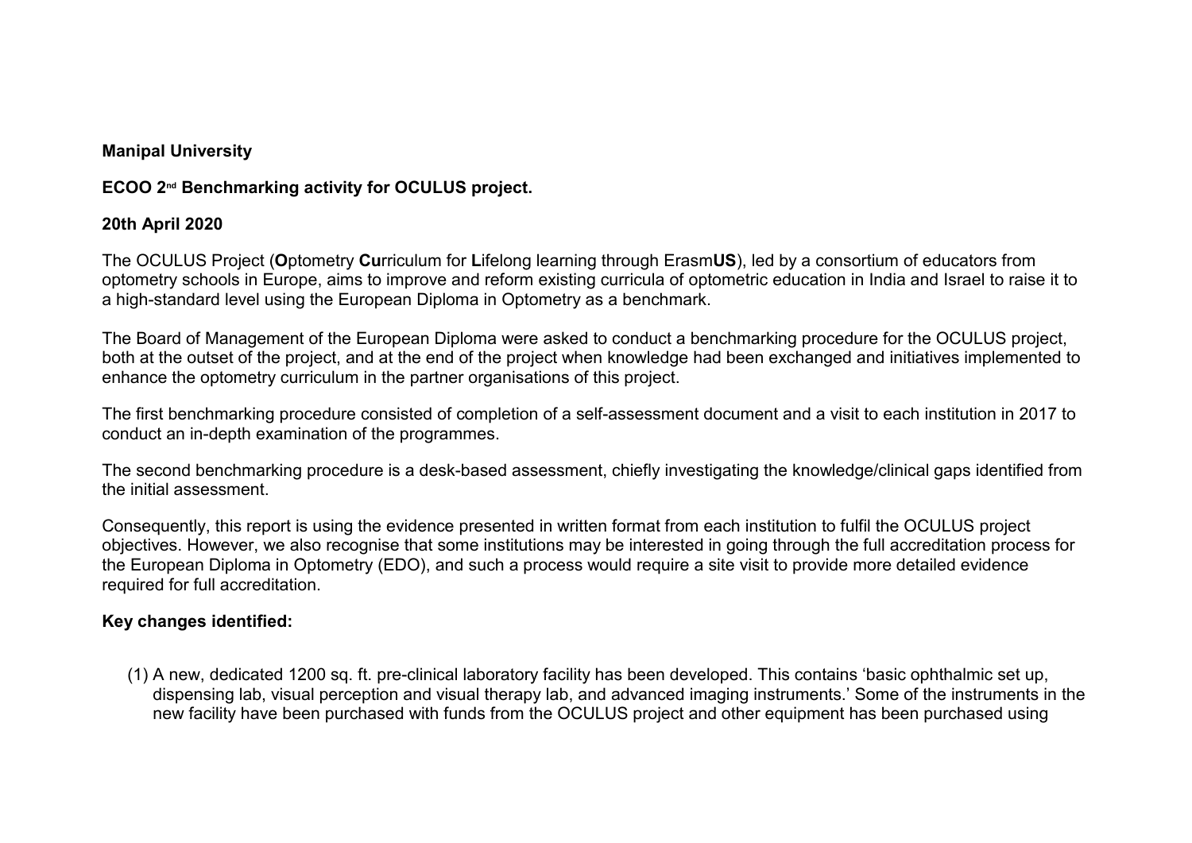**Manipal University**

**ECOO 2nd Benchmarking activity for OCULUS project.**

**20th April 2020**

The OCULUS Project (**O**ptometry **Cu**rriculum for **L**ifelong learning through Erasm**US**), led by a consortium of educators from optometry schools in Europe, aims to improve and reform existing curricula of optometric education in India and Israel to raise it to a high-standard level using the European Diploma in Optometry as a benchmark.

The Board of Management of the European Diploma were asked to conduct a benchmarking procedure for the OCULUS project, both at the outset of the project, and at the end of the project when knowledge had been exchanged and initiatives implemented to enhance the optometry curriculum in the partner organisations of this project.

The first benchmarking procedure consisted of completion of a self-assessment document and a visit to each institution in 2017 to conduct an in-depth examination of the programmes.

The second benchmarking procedure is a desk-based assessment, chiefly investigating the knowledge/clinical gaps identified from the initial assessment.

Consequently, this report is using the evidence presented in written format from each institution to fulfil the OCULUS project objectives. However, we also recognise that some institutions may be interested in going through the full accreditation process for the European Diploma in Optometry (EDO), and such a process would require a site visit to provide more detailed evidence required for full accreditation.

**Key changes identified:**

(1) A new, dedicated 1200 sq. ft. pre-clinical laboratory facility has been developed. This contains 'basic ophthalmic set up, dispensing lab, visual perception and visual therapy lab, and advanced imaging instruments.' Some of the instruments in the new facility have been purchased with funds from the OCULUS project and other equipment has been purchased using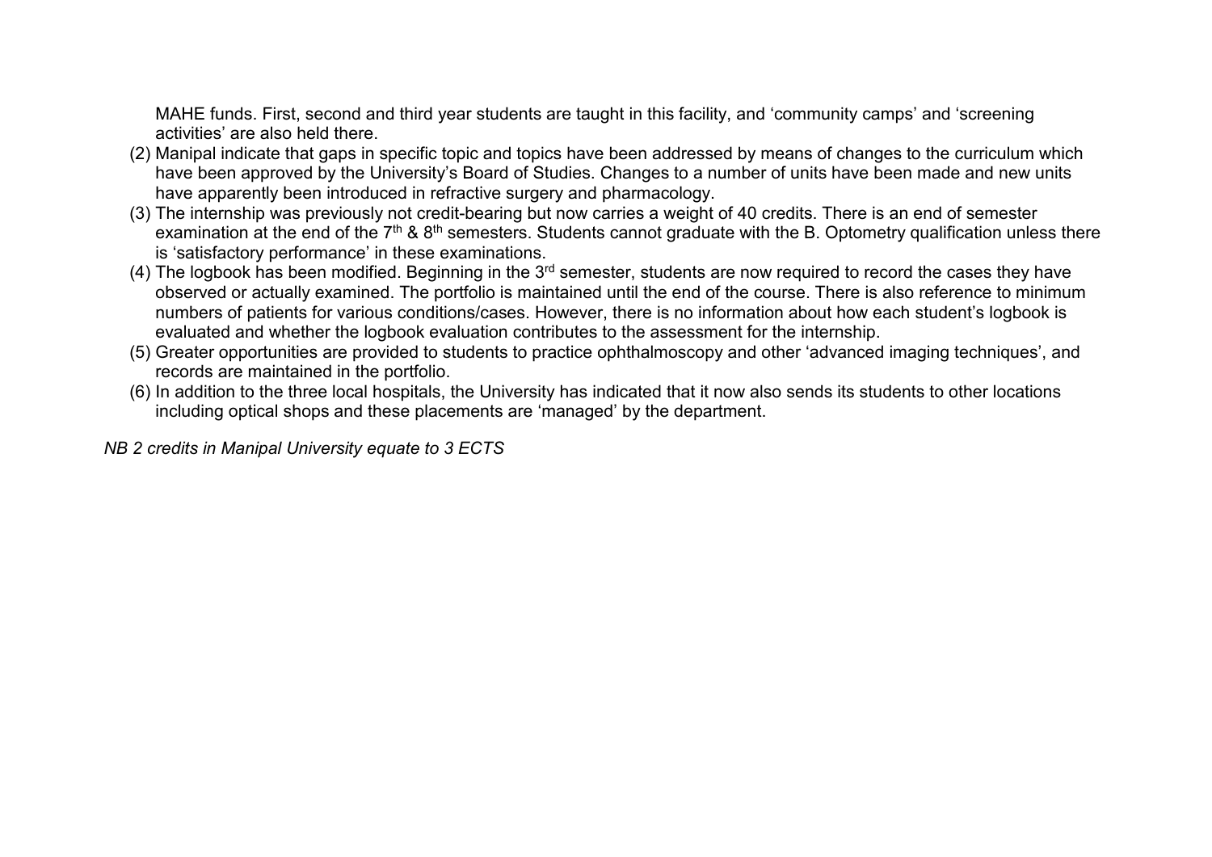MAHE funds. First, second and third year students are taught in this facility, and 'community camps' and 'screening activities' are also held there.

(2) Manipal indicate that gaps in specific topic and topics have been addressed by means of changes to the curriculum which have been approved by the University's Board of Studies. Changes to a number of units have been made and new units have apparently been introduced in refractive surgery and pharmacology.

(3) The internship was previously not credit-bearing but now carries a weight of 40 credits. There is an end of semester examination at the end of the 7th & 8th semesters. Students cannot graduate with the B. Optometry qualification unless there is 'satisfactory performance' in these examinations.

(4) The logbook has been modified. Beginning in the 3rd semester, students are now required to record the cases they have observed or actually examined. The portfolio is maintained until the end of the course. There is also reference to minimum numbers of patients for various conditions/cases. However, there is no information about how each student's logbook is evaluated and whether the logbook evaluation contributes to the assessment for the internship.

(5) Greater opportunities are provided to students to practice ophthalmoscopy and other 'advanced imaging techniques', and records are maintained in the portfolio.

(6) In addition to the three local hospitals, the University has indicated that it now also sends its students to other locations including optical shops and these placements are 'managed' by the department.

*NB 2 credits in Manipal University equate to 3 ECTS*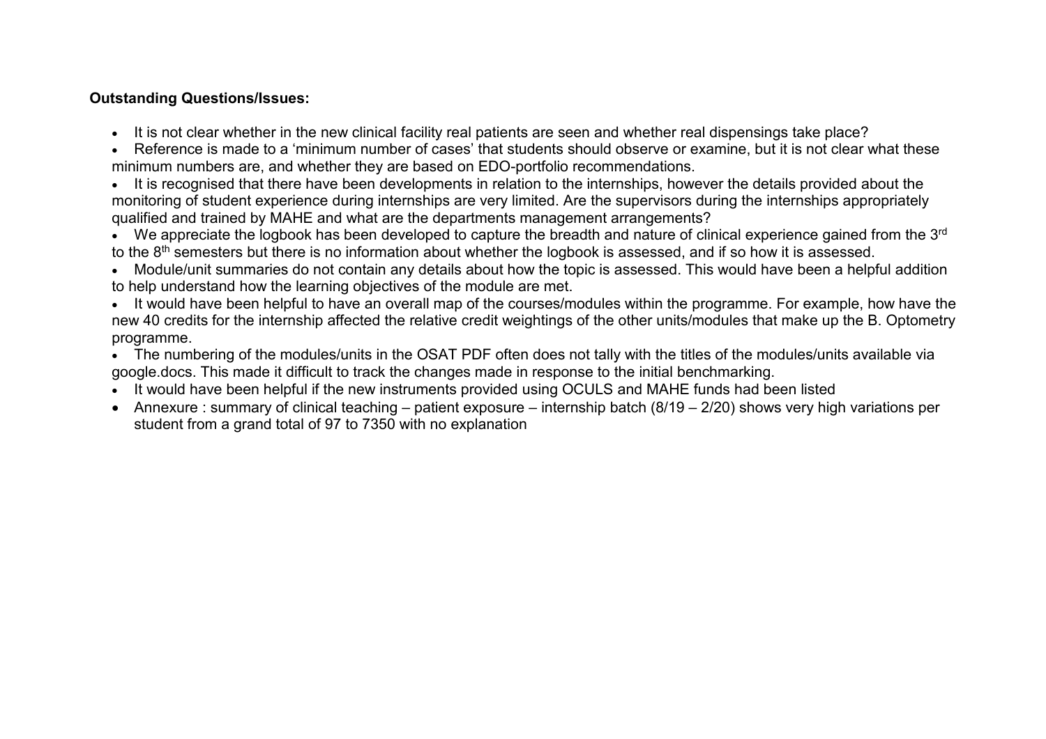**Outstanding Questions/Issues:**

- It is not clear whether in the new clinical facility real patients are seen and whether real dispensings take place?
- Reference is made to a 'minimum number of cases' that students should observe or examine, but it is not clear what these minimum numbers are, and whether they are based on EDO-portfolio recommendations.
- It is recognised that there have been developments in relation to the internships, however the details provided about the monitoring of student experience during internships are very limited. Are the supervisors during the internships appropriately qualified and trained by MAHE and what are the departments management arrangements?
- We appreciate the logbook has been developed to capture the breadth and nature of clinical experience gained from the 3rd to the 8th semesters but there is no information about whether the logbook is assessed, and if so how it is assessed.
- Module/unit summaries do not contain any details about how the topic is assessed. This would have been a helpful addition to help understand how the learning objectives of the module are met.
- It would have been helpful to have an overall map of the courses/modules within the programme. For example, how have the new 40 credits for the internship affected the relative credit weightings of the other units/modules that make up the B. Optometry programme.
- The numbering of the modules/units in the OSAT PDF often does not tally with the titles of the modules/units available via google.docs. This made it difficult to track the changes made in response to the initial benchmarking.
- It would have been helpful if the new instruments provided using OCULS and MAHE funds had been listed
- Annexure : summary of clinical teaching – patient exposure – internship batch (8/19 – 2/20) shows very high variations per student from a grand total of 97 to 7350 with no explanation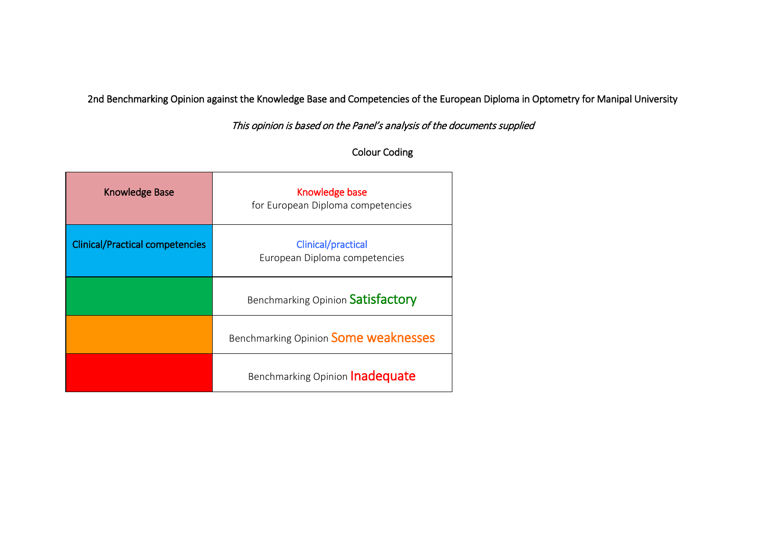2nd Benchmarking Opinion against the Knowledge Base and Competencies of the European Diploma in Optometry for Manipal University

*This opinion is based on the Panel's analysis of the documents supplied*

Colour Coding

| | |
|---|---|
| Knowledge Base | Knowledge base for European Diploma competencies |
| Clinical/Practical competencies | Clinical/practical European Diploma competencies |
| | Benchmarking Opinion Satisfactory |
| | Benchmarking Opinion Some weaknesses |
| | Benchmarking Opinion Inadequate |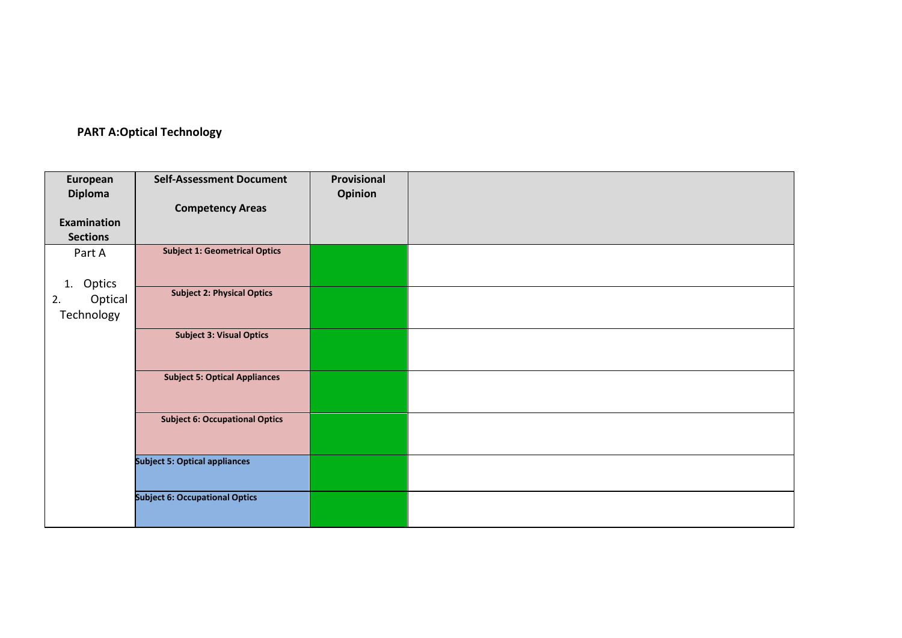**PART A:Optical Technology**

| European Diploma<br><br>Examination Sections | Self-Assessment Document<br><br>Competency Areas | Provisional Opinion | |
|---|---|---|---|
| Part A<br><br>1. Optics<br>2. Optical Technology | **Subject 1: Geometrical Optics** | | |
| | **Subject 2: Physical Optics** | | |
| | **Subject 3: Visual Optics** | | |
| | **Subject 5: Optical Appliances** | | |
| | **Subject 6: Occupational Optics** | | |
| | **Subject 5: Optical appliances** | | |
| | **Subject 6: Occupational Optics** | | |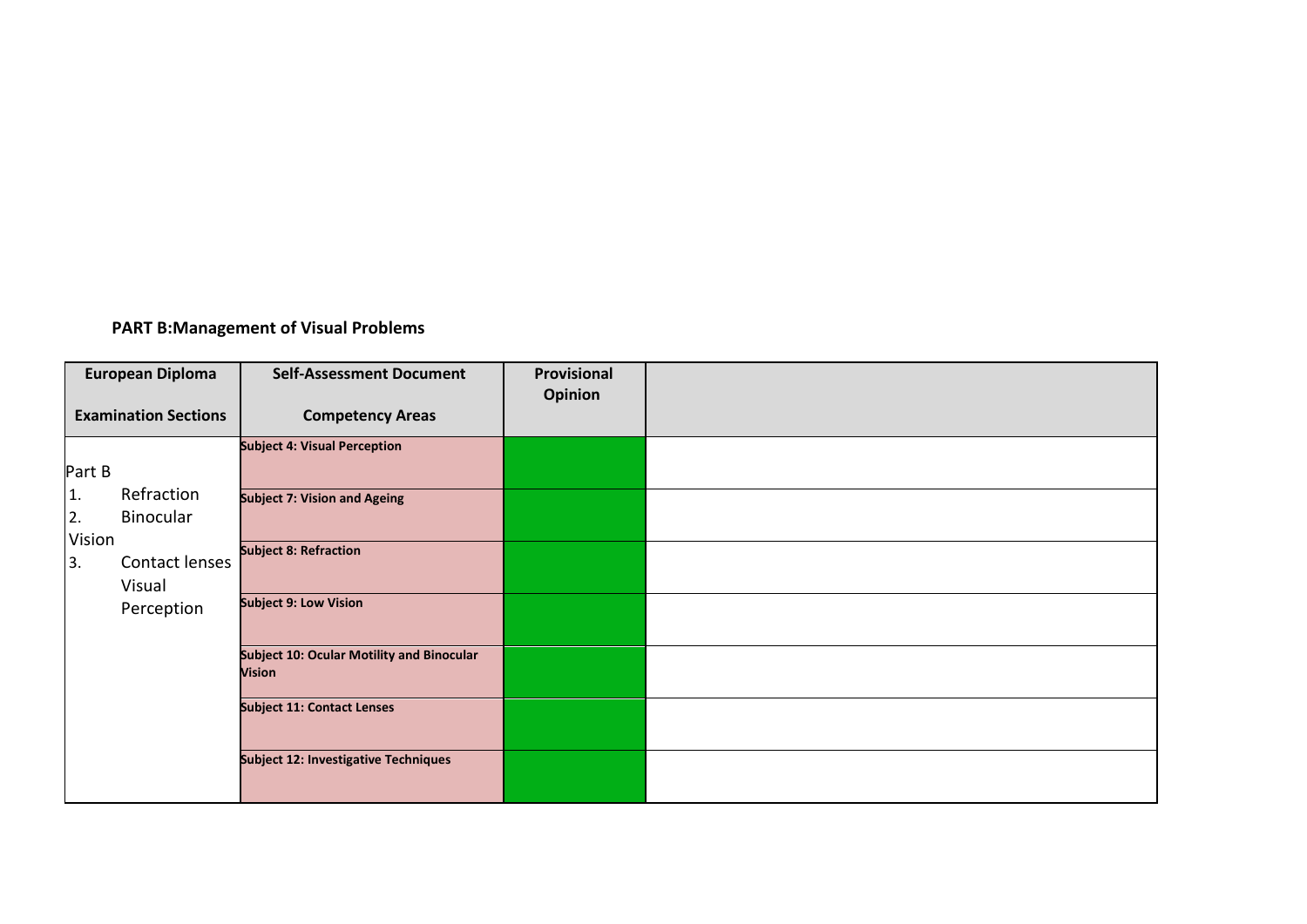**PART B:Management of Visual Problems**

| European Diploma Examination Sections | Self-Assessment Document Competency Areas | Provisional Opinion | |
|---|---|---|---|
| Part B<br>1. Refraction<br>2. Binocular Vision<br>3. Contact lenses Visual Perception | **Subject 4: Visual Perception** | | |
| | **Subject 7: Vision and Ageing** | | |
| | **Subject 8: Refraction** | | |
| | **Subject 9: Low Vision** | | |
| | **Subject 10: Ocular Motility and Binocular Vision** | | |
| | **Subject 11: Contact Lenses** | | |
| | **Subject 12: Investigative Techniques** | | |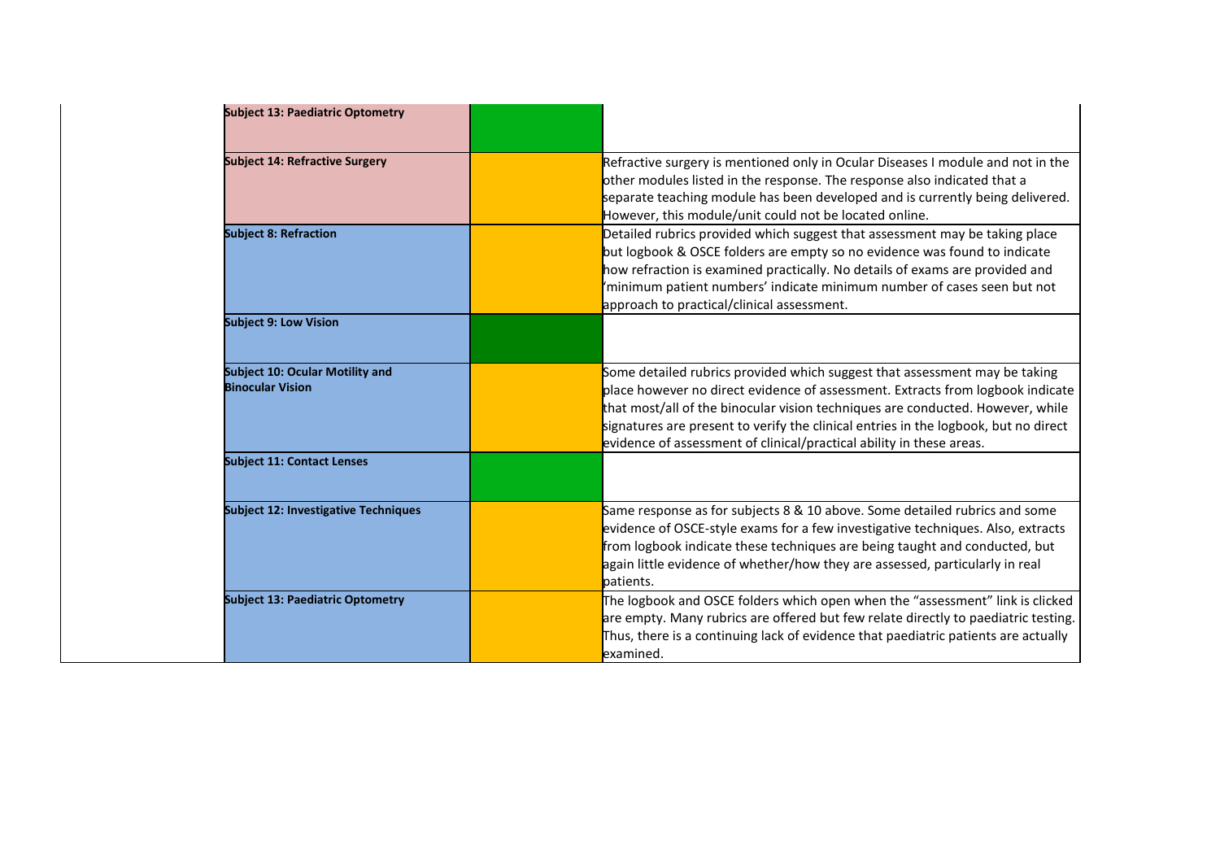| | | |
|---|---|---|
| **Subject 13: Paediatric Optometry** | | |
| **Subject 14: Refractive Surgery** | | Refractive surgery is mentioned only in Ocular Diseases I module and not in the other modules listed in the response. The response also indicated that a separate teaching module has been developed and is currently being delivered. However, this module/unit could not be located online. |
| **Subject 8: Refraction** | | Detailed rubrics provided which suggest that assessment may be taking place but logbook & OSCE folders are empty so no evidence was found to indicate how refraction is examined practically. No details of exams are provided and 'minimum patient numbers' indicate minimum number of cases seen but not approach to practical/clinical assessment. |
| **Subject 9: Low Vision** | | |
| **Subject 10: Ocular Motility and Binocular Vision** | | Some detailed rubrics provided which suggest that assessment may be taking place however no direct evidence of assessment. Extracts from logbook indicate that most/all of the binocular vision techniques are conducted. However, while signatures are present to verify the clinical entries in the logbook, but no direct evidence of assessment of clinical/practical ability in these areas. |
| **Subject 11: Contact Lenses** | | |
| **Subject 12: Investigative Techniques** | | Same response as for subjects 8 & 10 above. Some detailed rubrics and some evidence of OSCE-style exams for a few investigative techniques. Also, extracts from logbook indicate these techniques are being taught and conducted, but again little evidence of whether/how they are assessed, particularly in real patients. |
| **Subject 13: Paediatric Optometry** | | The logbook and OSCE folders which open when the "assessment" link is clicked are empty. Many rubrics are offered but few relate directly to paediatric testing. Thus, there is a continuing lack of evidence that paediatric patients are actually examined. |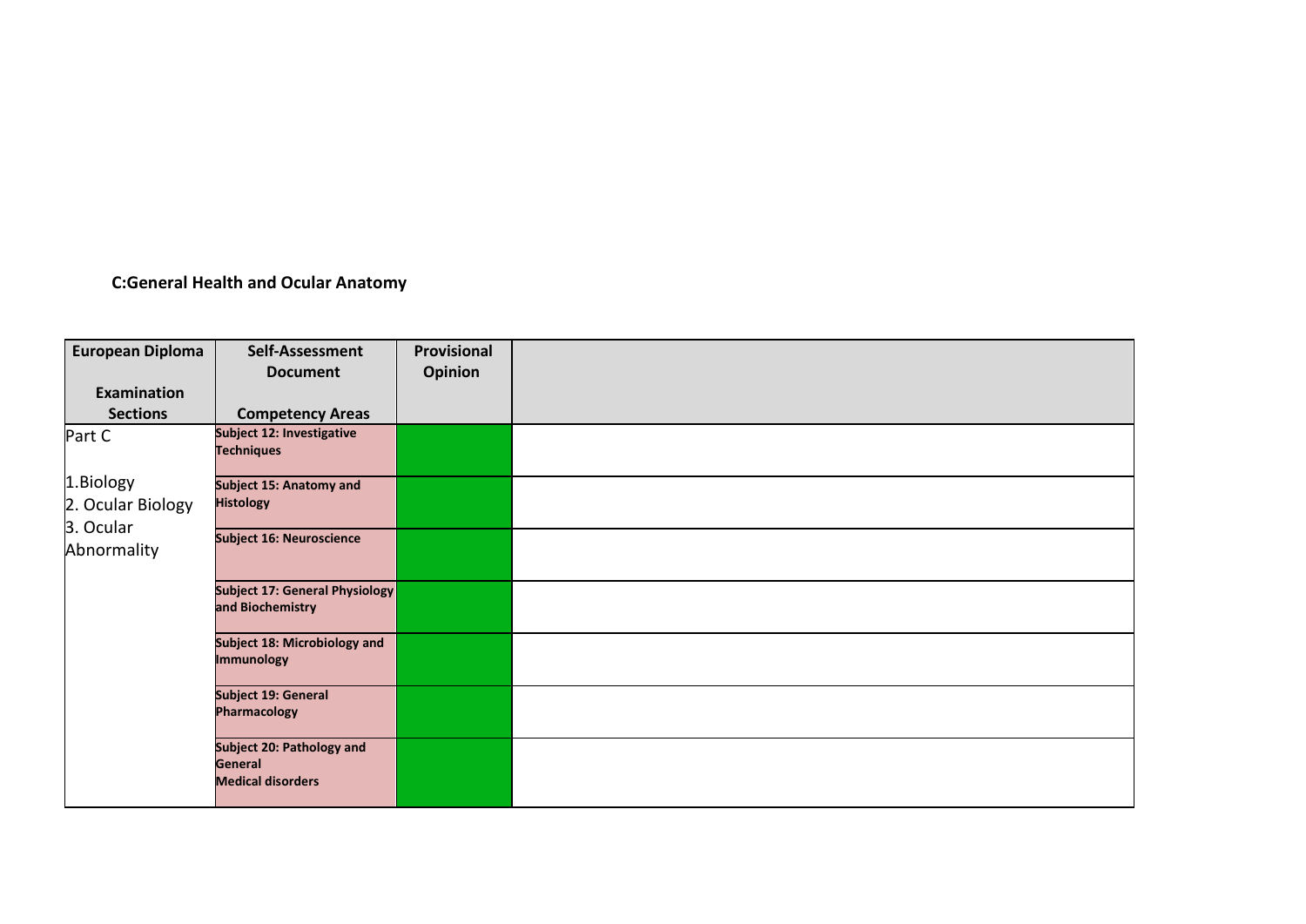**C:General Health and Ocular Anatomy**

| European Diploma<br><br>Examination Sections | Self-Assessment Document<br><br>Competency Areas | Provisional Opinion | |
|---|---|---|---|
| Part C<br><br>1.Biology<br>2. Ocular Biology<br>3. Ocular Abnormality | **Subject 12: Investigative Techniques** | | |
| | **Subject 15: Anatomy and Histology** | | |
| | **Subject 16: Neuroscience** | | |
| | **Subject 17: General Physiology and Biochemistry** | | |
| | **Subject 18: Microbiology and Immunology** | | |
| | **Subject 19: General Pharmacology** | | |
| | **Subject 20: Pathology and General Medical disorders** | | |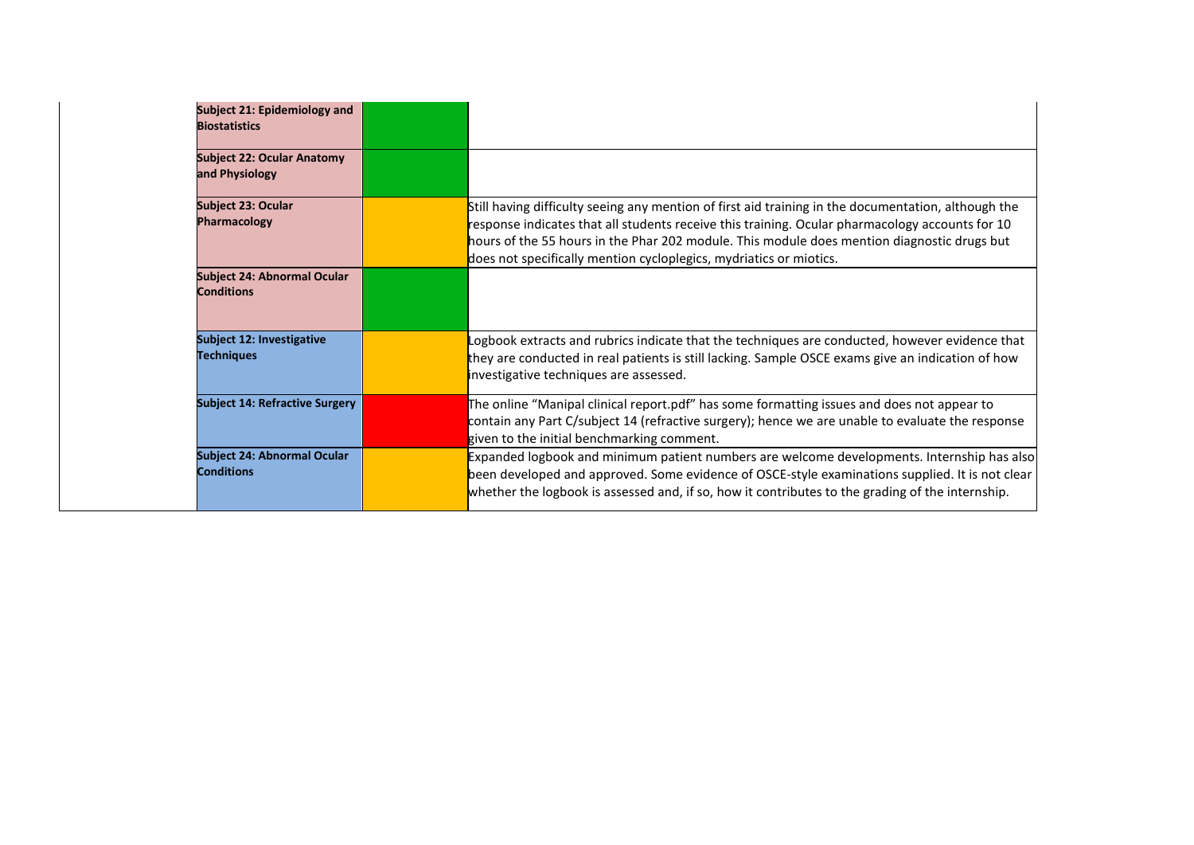| | | |
|---|---|---|
| **Subject 21: Epidemiology and Biostatistics** | | |
| **Subject 22: Ocular Anatomy and Physiology** | | |
| **Subject 23: Ocular Pharmacology** | | Still having difficulty seeing any mention of first aid training in the documentation, although the response indicates that all students receive this training. Ocular pharmacology accounts for 10 hours of the 55 hours in the Phar 202 module. This module does mention diagnostic drugs but does not specifically mention cycloplegics, mydriatics or miotics. |
| **Subject 24: Abnormal Ocular Conditions** | | |
| **Subject 12: Investigative Techniques** | | Logbook extracts and rubrics indicate that the techniques are conducted, however evidence that they are conducted in real patients is still lacking. Sample OSCE exams give an indication of how investigative techniques are assessed. |
| **Subject 14: Refractive Surgery** | | The online "Manipal clinical report.pdf" has some formatting issues and does not appear to contain any Part C/subject 14 (refractive surgery); hence we are unable to evaluate the response given to the initial benchmarking comment. |
| **Subject 24: Abnormal Ocular Conditions** | | Expanded logbook and minimum patient numbers are welcome developments. Internship has also been developed and approved. Some evidence of OSCE-style examinations supplied. It is not clear whether the logbook is assessed and, if so, how it contributes to the grading of the internship. |